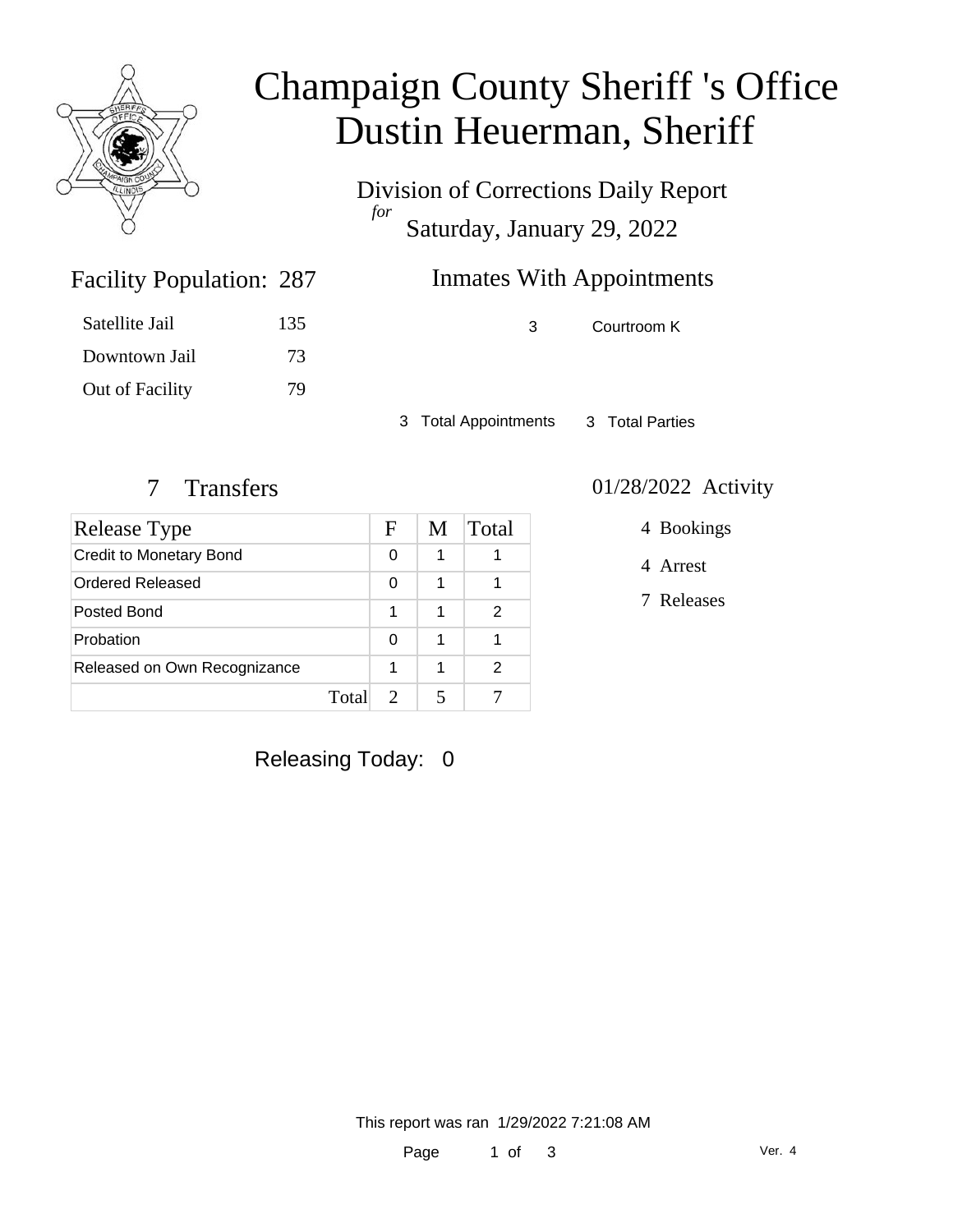# Champaign County Sheriff 's Office
# Dustin Heuerman, Sheriff

Division of Corrections Daily Report
*for*
Saturday, January 29, 2022

## Facility Population: 287

| | |
|---|---|
| Satellite Jail | 135 |
| Downtown Jail | 73 |
| Out of Facility | 79 |

## Inmates With Appointments

| | |
|---|---|
| 3 | Courtroom K |

3 Total Appointments    3 Total Parties

## 7 Transfers

| Release Type | F | M | Total |
|---|---|---|---|
| Credit to Monetary Bond | 0 | 1 | 1 |
| Ordered Released | 0 | 1 | 1 |
| Posted Bond | 1 | 1 | 2 |
| Probation | 0 | 1 | 1 |
| Released on Own Recognizance | 1 | 1 | 2 |
| Total | 2 | 5 | 7 |

## 01/28/2022 Activity

- 4 Bookings
- 4 Arrest
- 7 Releases

Releasing Today: 0

This report was ran 1/29/2022 7:21:08 AM

Ver. 4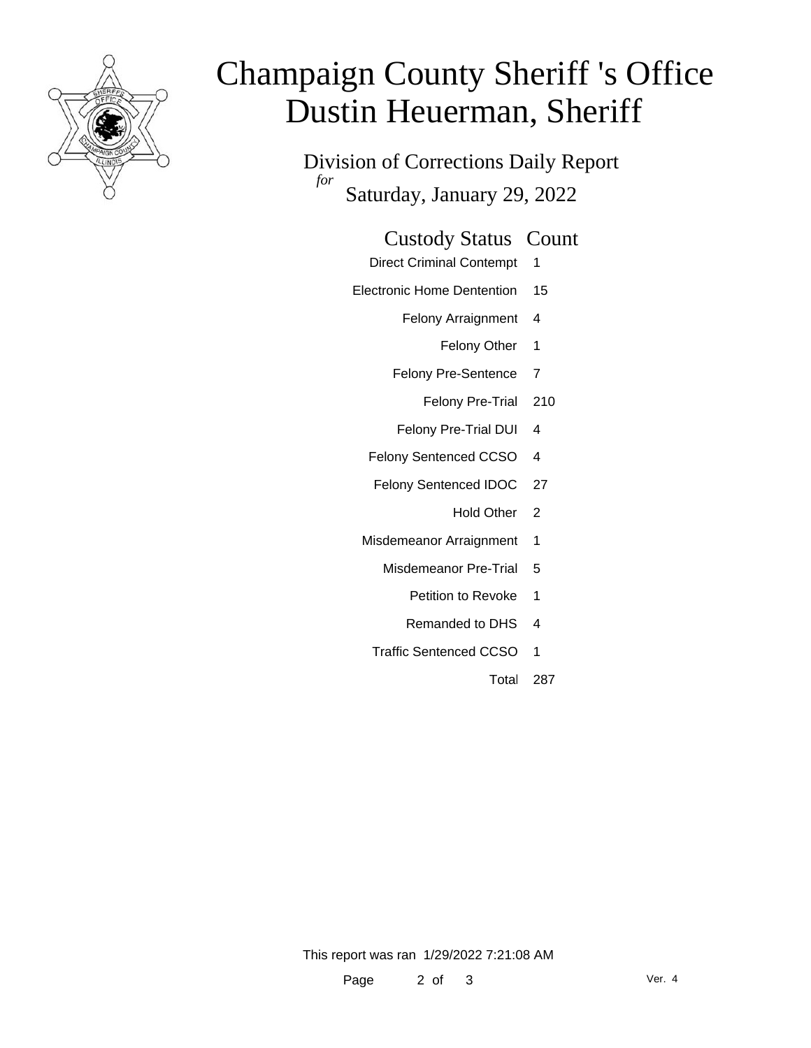# Champaign County Sheriff 's Office
# Dustin Heuerman, Sheriff

Division of Corrections Daily Report
*for*
Saturday, January 29, 2022

| Custody Status | Count |
|---|---|
| Direct Criminal Contempt | 1 |
| Electronic Home Dentention | 15 |
| Felony Arraignment | 4 |
| Felony Other | 1 |
| Felony Pre-Sentence | 7 |
| Felony Pre-Trial | 210 |
| Felony Pre-Trial DUI | 4 |
| Felony Sentenced CCSO | 4 |
| Felony Sentenced IDOC | 27 |
| Hold Other | 2 |
| Misdemeanor Arraignment | 1 |
| Misdemeanor Pre-Trial | 5 |
| Petition to Revoke | 1 |
| Remanded to DHS | 4 |
| Traffic Sentenced CCSO | 1 |
| Total | 287 |

This report was ran 1/29/2022 7:21:08 AM

Ver. 4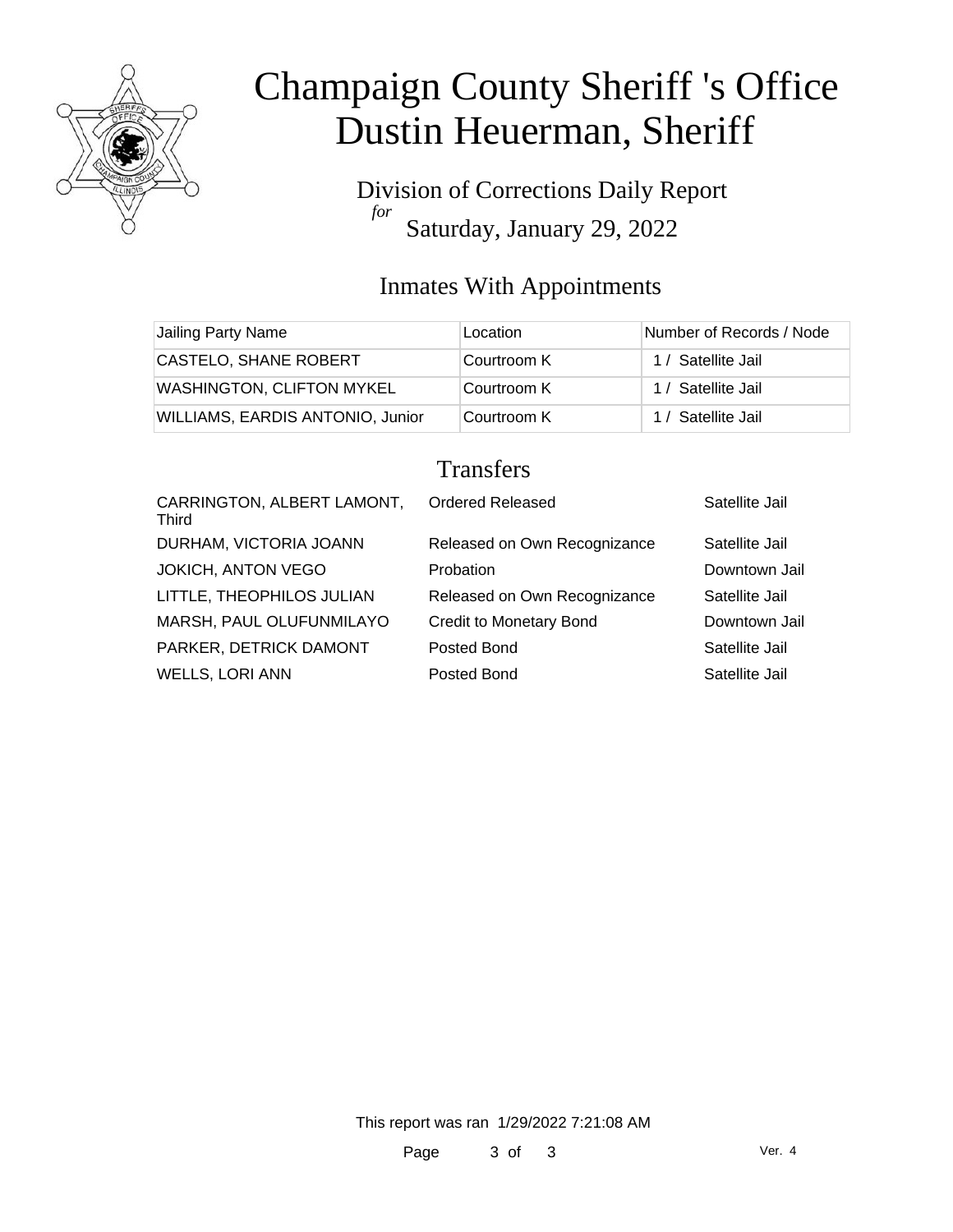# Champaign County Sheriff 's Office
# Dustin Heuerman, Sheriff

Division of Corrections Daily Report

*for*

Saturday, January 29, 2022

## Inmates With Appointments

| Jailing Party Name | Location | Number of Records / Node |
|---|---|---|
| CASTELO, SHANE ROBERT | Courtroom K | 1 / Satellite Jail |
| WASHINGTON, CLIFTON MYKEL | Courtroom K | 1 / Satellite Jail |
| WILLIAMS, EARDIS ANTONIO, Junior | Courtroom K | 1 / Satellite Jail |

## Transfers

| | | |
|---|---|---|
| CARRINGTON, ALBERT LAMONT, Third | Ordered Released | Satellite Jail |
| DURHAM, VICTORIA JOANN | Released on Own Recognizance | Satellite Jail |
| JOKICH, ANTON VEGO | Probation | Downtown Jail |
| LITTLE, THEOPHILOS JULIAN | Released on Own Recognizance | Satellite Jail |
| MARSH, PAUL OLUFUNMILAYO | Credit to Monetary Bond | Downtown Jail |
| PARKER, DETRICK DAMONT | Posted Bond | Satellite Jail |
| WELLS, LORI ANN | Posted Bond | Satellite Jail |

This report was ran 1/29/2022 7:21:08 AM

Ver. 4